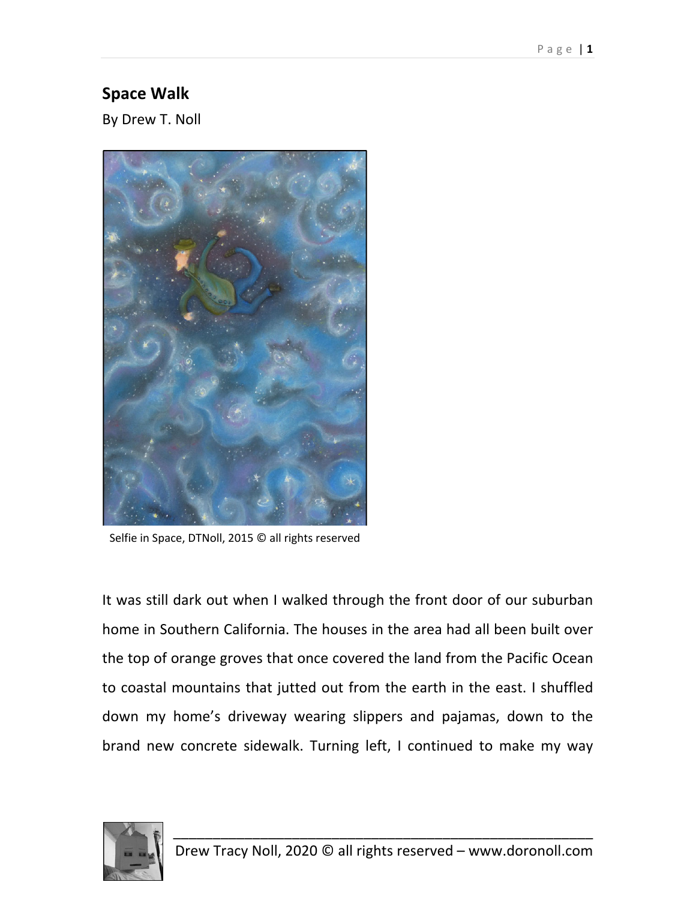# Space Walk

By Drew T. Noll

Selfie in Space, DTNoll, 2015 © all rights reserved

It was still dark out when I walked through the front door of our suburban home in Southern California. The houses in the area had all been built over the top of orange groves that once covered the land from the Pacific Ocean to coastal mountains that jutted out from the earth in the east. I shuffled down my home's driveway wearing slippers and pajamas, down to the brand new concrete sidewalk. Turning left, I continued to make my way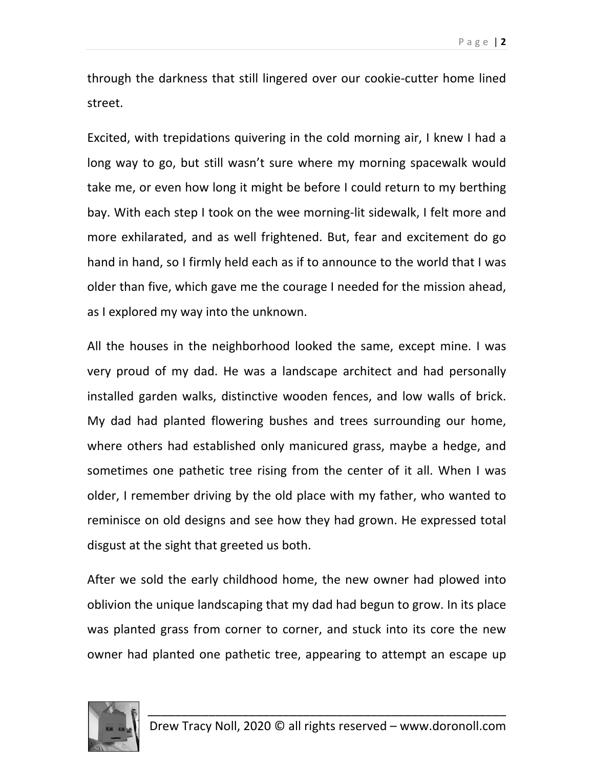through the darkness that still lingered over our cookie-cutter home lined street.

Excited, with trepidations quivering in the cold morning air, I knew I had a long way to go, but still wasn't sure where my morning spacewalk would take me, or even how long it might be before I could return to my berthing bay. With each step I took on the wee morning-lit sidewalk, I felt more and more exhilarated, and as well frightened. But, fear and excitement do go hand in hand, so I firmly held each as if to announce to the world that I was older than five, which gave me the courage I needed for the mission ahead, as I explored my way into the unknown.

All the houses in the neighborhood looked the same, except mine. I was very proud of my dad. He was a landscape architect and had personally installed garden walks, distinctive wooden fences, and low walls of brick. My dad had planted flowering bushes and trees surrounding our home, where others had established only manicured grass, maybe a hedge, and sometimes one pathetic tree rising from the center of it all. When I was older, I remember driving by the old place with my father, who wanted to reminisce on old designs and see how they had grown. He expressed total disgust at the sight that greeted us both.

After we sold the early childhood home, the new owner had plowed into oblivion the unique landscaping that my dad had begun to grow. In its place was planted grass from corner to corner, and stuck into its core the new owner had planted one pathetic tree, appearing to attempt an escape up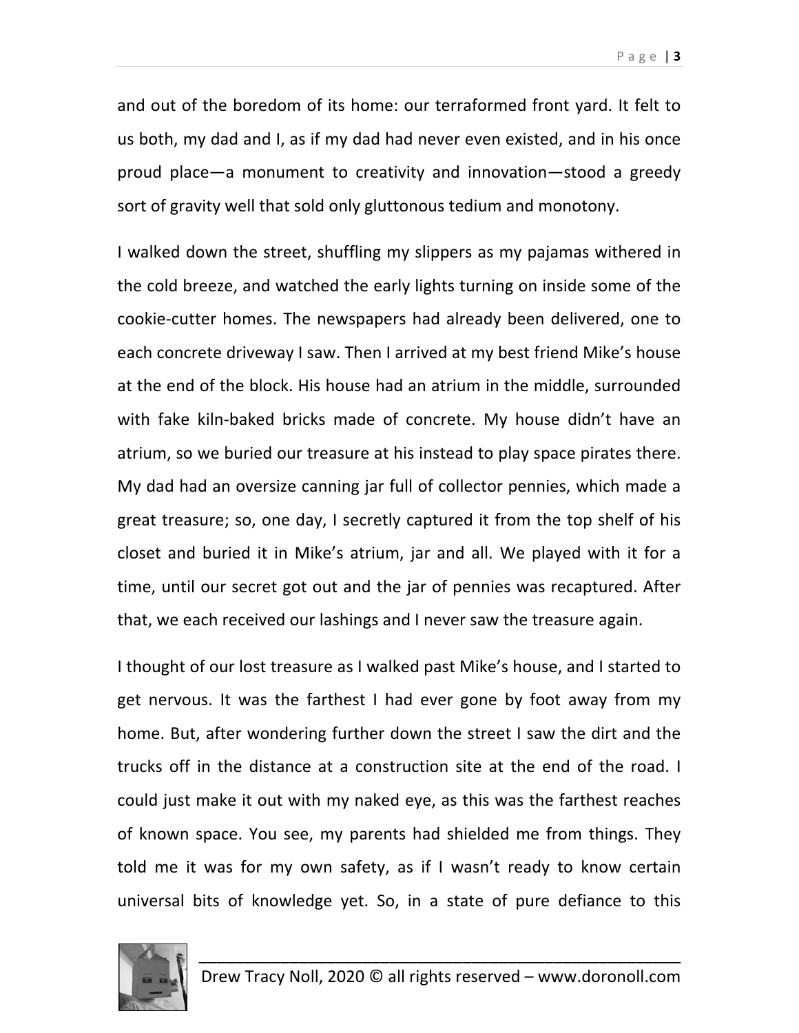and out of the boredom of its home: our terraformed front yard. It felt to us both, my dad and I, as if my dad had never even existed, and in his once proud place—a monument to creativity and innovation—stood a greedy sort of gravity well that sold only gluttonous tedium and monotony.

I walked down the street, shuffling my slippers as my pajamas withered in the cold breeze, and watched the early lights turning on inside some of the cookie-cutter homes. The newspapers had already been delivered, one to each concrete driveway I saw. Then I arrived at my best friend Mike's house at the end of the block. His house had an atrium in the middle, surrounded with fake kiln-baked bricks made of concrete. My house didn't have an atrium, so we buried our treasure at his instead to play space pirates there. My dad had an oversize canning jar full of collector pennies, which made a great treasure; so, one day, I secretly captured it from the top shelf of his closet and buried it in Mike's atrium, jar and all. We played with it for a time, until our secret got out and the jar of pennies was recaptured. After that, we each received our lashings and I never saw the treasure again.

I thought of our lost treasure as I walked past Mike's house, and I started to get nervous. It was the farthest I had ever gone by foot away from my home. But, after wondering further down the street I saw the dirt and the trucks off in the distance at a construction site at the end of the road. I could just make it out with my naked eye, as this was the farthest reaches of known space. You see, my parents had shielded me from things. They told me it was for my own safety, as if I wasn't ready to know certain universal bits of knowledge yet. So, in a state of pure defiance to this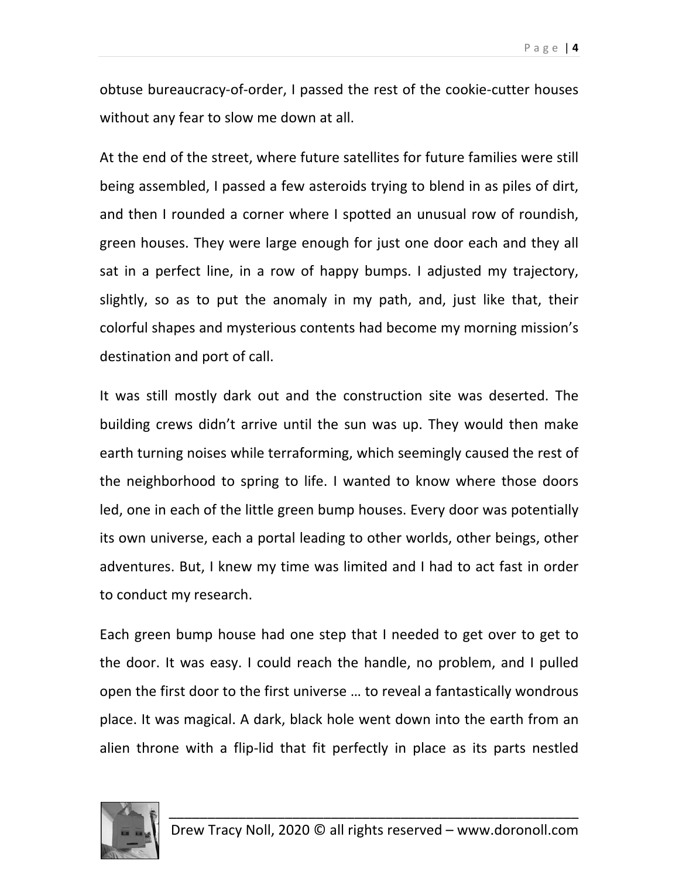obtuse bureaucracy-of-order, I passed the rest of the cookie-cutter houses without any fear to slow me down at all.

At the end of the street, where future satellites for future families were still being assembled, I passed a few asteroids trying to blend in as piles of dirt, and then I rounded a corner where I spotted an unusual row of roundish, green houses. They were large enough for just one door each and they all sat in a perfect line, in a row of happy bumps. I adjusted my trajectory, slightly, so as to put the anomaly in my path, and, just like that, their colorful shapes and mysterious contents had become my morning mission's destination and port of call.

It was still mostly dark out and the construction site was deserted. The building crews didn't arrive until the sun was up. They would then make earth turning noises while terraforming, which seemingly caused the rest of the neighborhood to spring to life. I wanted to know where those doors led, one in each of the little green bump houses. Every door was potentially its own universe, each a portal leading to other worlds, other beings, other adventures. But, I knew my time was limited and I had to act fast in order to conduct my research.

Each green bump house had one step that I needed to get over to get to the door. It was easy. I could reach the handle, no problem, and I pulled open the first door to the first universe … to reveal a fantastically wondrous place. It was magical. A dark, black hole went down into the earth from an alien throne with a flip-lid that fit perfectly in place as its parts nestled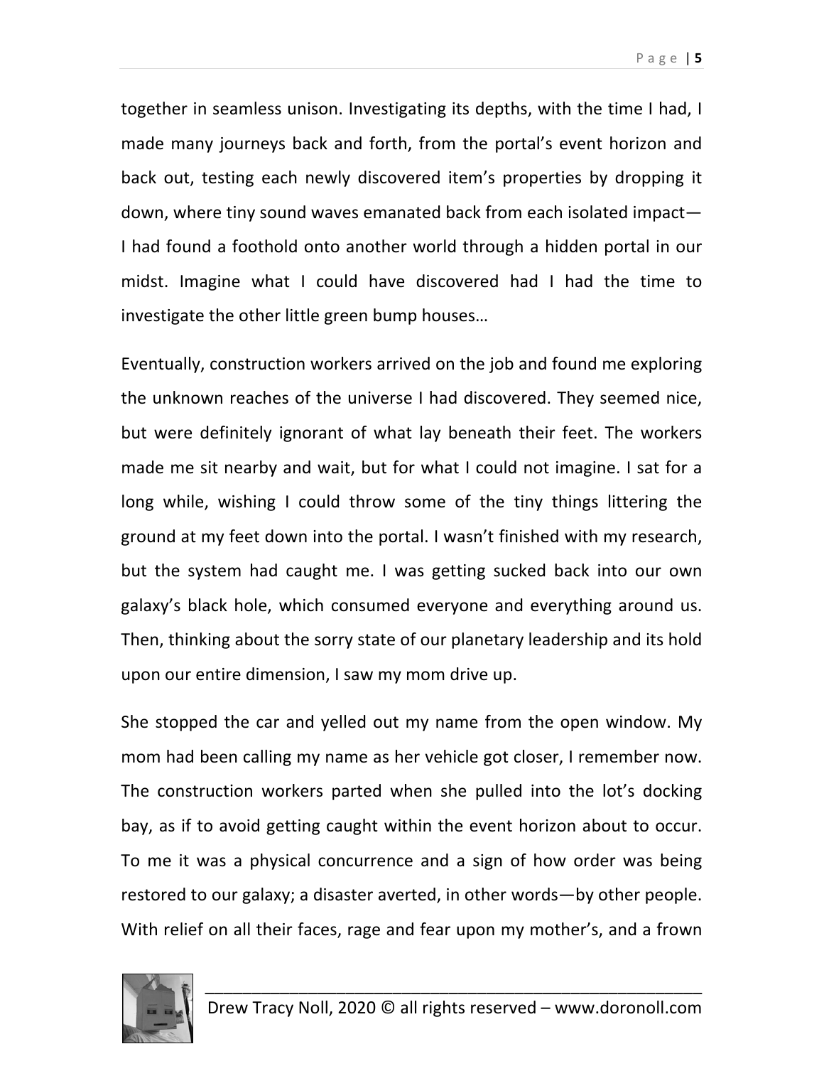together in seamless unison. Investigating its depths, with the time I had, I made many journeys back and forth, from the portal's event horizon and back out, testing each newly discovered item's properties by dropping it down, where tiny sound waves emanated back from each isolated impact—I had found a foothold onto another world through a hidden portal in our midst. Imagine what I could have discovered had I had the time to investigate the other little green bump houses…

Eventually, construction workers arrived on the job and found me exploring the unknown reaches of the universe I had discovered. They seemed nice, but were definitely ignorant of what lay beneath their feet. The workers made me sit nearby and wait, but for what I could not imagine. I sat for a long while, wishing I could throw some of the tiny things littering the ground at my feet down into the portal. I wasn't finished with my research, but the system had caught me. I was getting sucked back into our own galaxy's black hole, which consumed everyone and everything around us. Then, thinking about the sorry state of our planetary leadership and its hold upon our entire dimension, I saw my mom drive up.

She stopped the car and yelled out my name from the open window. My mom had been calling my name as her vehicle got closer, I remember now. The construction workers parted when she pulled into the lot's docking bay, as if to avoid getting caught within the event horizon about to occur. To me it was a physical concurrence and a sign of how order was being restored to our galaxy; a disaster averted, in other words—by other people. With relief on all their faces, rage and fear upon my mother's, and a frown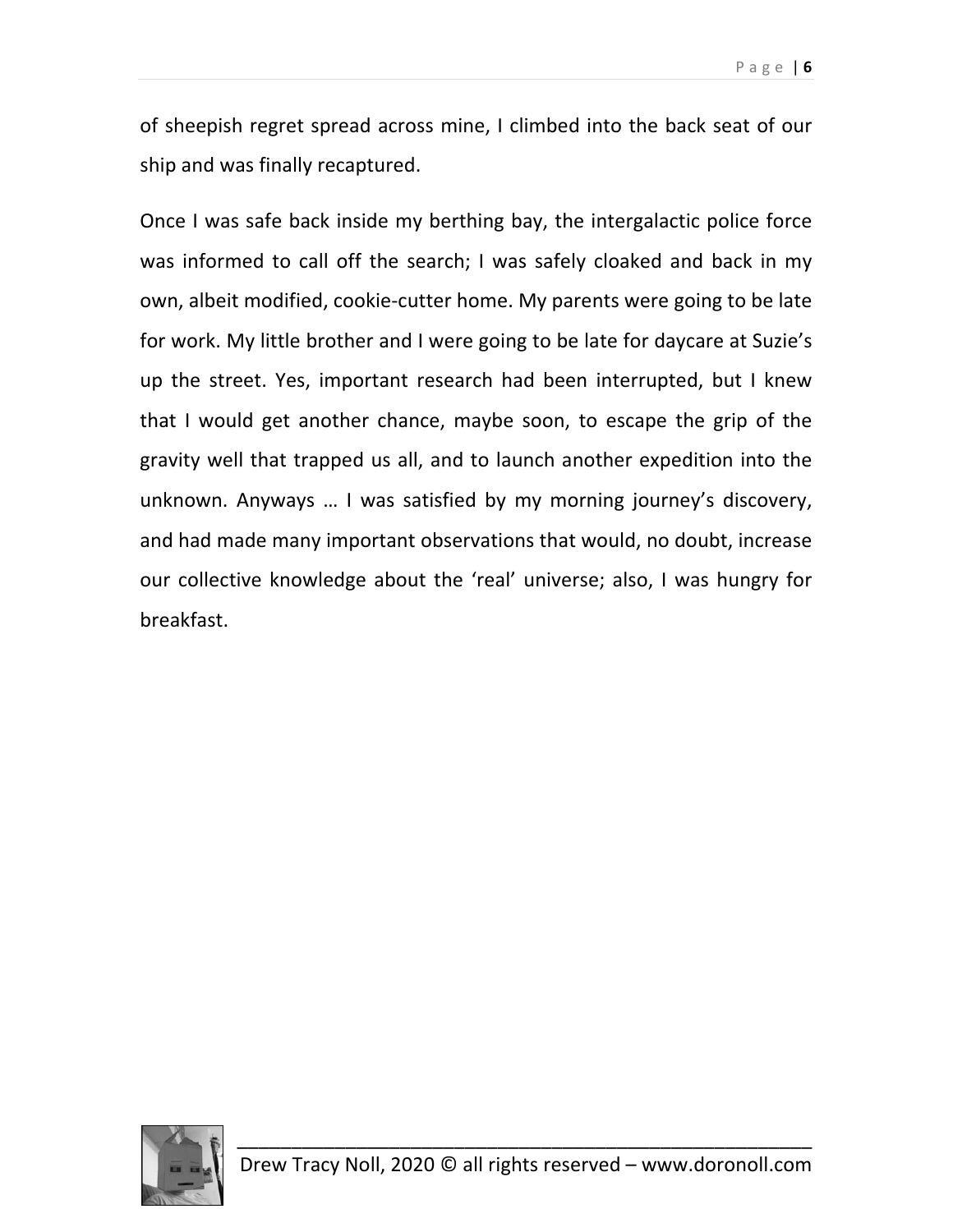of sheepish regret spread across mine, I climbed into the back seat of our ship and was finally recaptured.

Once I was safe back inside my berthing bay, the intergalactic police force was informed to call off the search; I was safely cloaked and back in my own, albeit modified, cookie-cutter home. My parents were going to be late for work. My little brother and I were going to be late for daycare at Suzie's up the street. Yes, important research had been interrupted, but I knew that I would get another chance, maybe soon, to escape the grip of the gravity well that trapped us all, and to launch another expedition into the unknown. Anyways … I was satisfied by my morning journey's discovery, and had made many important observations that would, no doubt, increase our collective knowledge about the 'real' universe; also, I was hungry for breakfast.